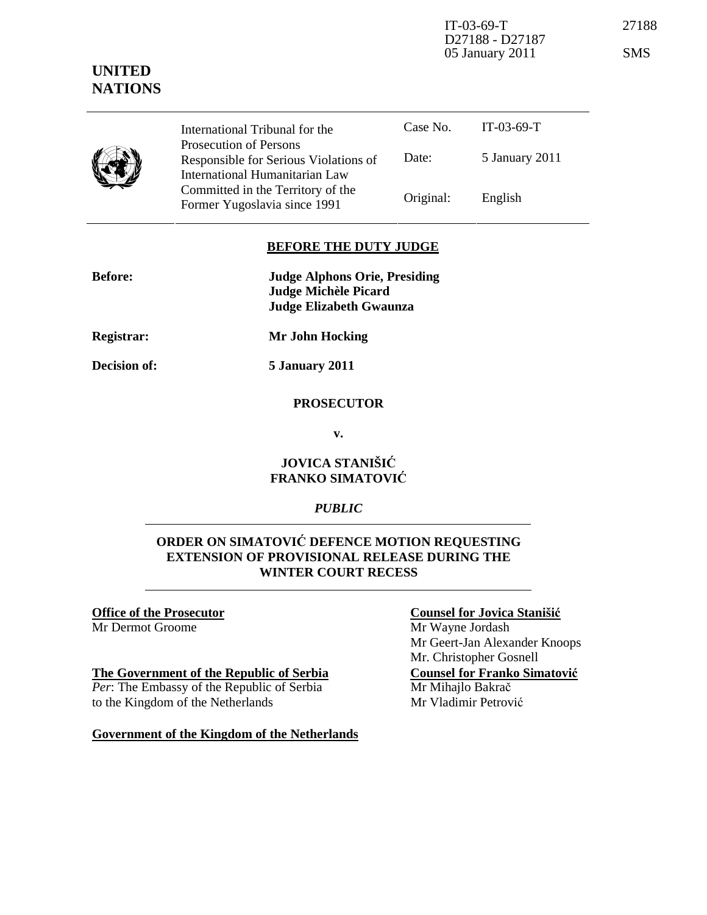**UNITED NATIONS**

| International Tribunal for the Prosecution of Persons Responsible for Serious Violations of International Humanitarian Law Committed in the Territory of the Former Yugoslavia since 1991 | Case No. | IT-03-69-T |
|---|---|---|
| | Date: | 5 January 2011 |
| | Original: | English |

**BEFORE THE DUTY JUDGE**

**Before:** **Judge Alphons Orie, Presiding**
**Judge Michèle Picard**
**Judge Elizabeth Gwaunza**

**Registrar:** **Mr John Hocking**

**Decision of:** **5 January 2011**

**PROSECUTOR**

**v.**

**JOVICA STANIŠIĆ**
**FRANKO SIMATOVIĆ**

***PUBLIC***

**ORDER ON SIMATOVIĆ DEFENCE MOTION REQUESTING EXTENSION OF PROVISIONAL RELEASE DURING THE WINTER COURT RECESS**

**Office of the Prosecutor**
Mr Dermot Groome

**Counsel for Jovica Stanišić**
Mr Wayne Jordash
Mr Geert-Jan Alexander Knoops
Mr. Christopher Gosnell

**The Government of the Republic of Serbia**
*Per*: The Embassy of the Republic of Serbia to the Kingdom of the Netherlands

**Counsel for Franko Simatović**
Mr Mihajlo Bakrač
Mr Vladimir Petrović

**Government of the Kingdom of the Netherlands**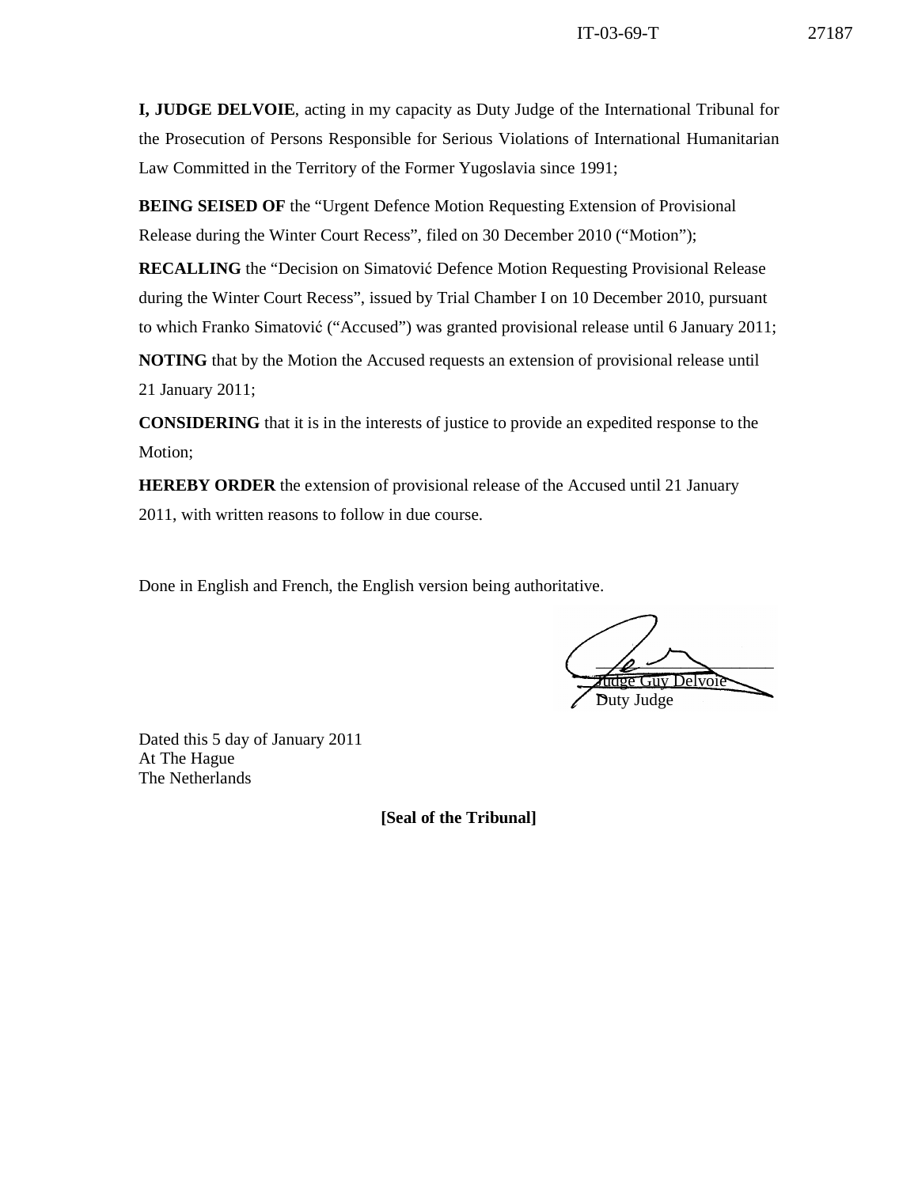**I, JUDGE DELVOIE**, acting in my capacity as Duty Judge of the International Tribunal for the Prosecution of Persons Responsible for Serious Violations of International Humanitarian Law Committed in the Territory of the Former Yugoslavia since 1991;

**BEING SEISED OF** the "Urgent Defence Motion Requesting Extension of Provisional Release during the Winter Court Recess", filed on 30 December 2010 ("Motion");

**RECALLING** the "Decision on Simatović Defence Motion Requesting Provisional Release during the Winter Court Recess", issued by Trial Chamber I on 10 December 2010, pursuant to which Franko Simatović ("Accused") was granted provisional release until 6 January 2011;

**NOTING** that by the Motion the Accused requests an extension of provisional release until 21 January 2011;

**CONSIDERING** that it is in the interests of justice to provide an expedited response to the Motion;

**HEREBY ORDER** the extension of provisional release of the Accused until 21 January 2011, with written reasons to follow in due course.

Done in English and French, the English version being authoritative.

Judge Guy Delvoie
Duty Judge

Dated this 5 day of January 2011
At The Hague
The Netherlands

**[Seal of the Tribunal]**